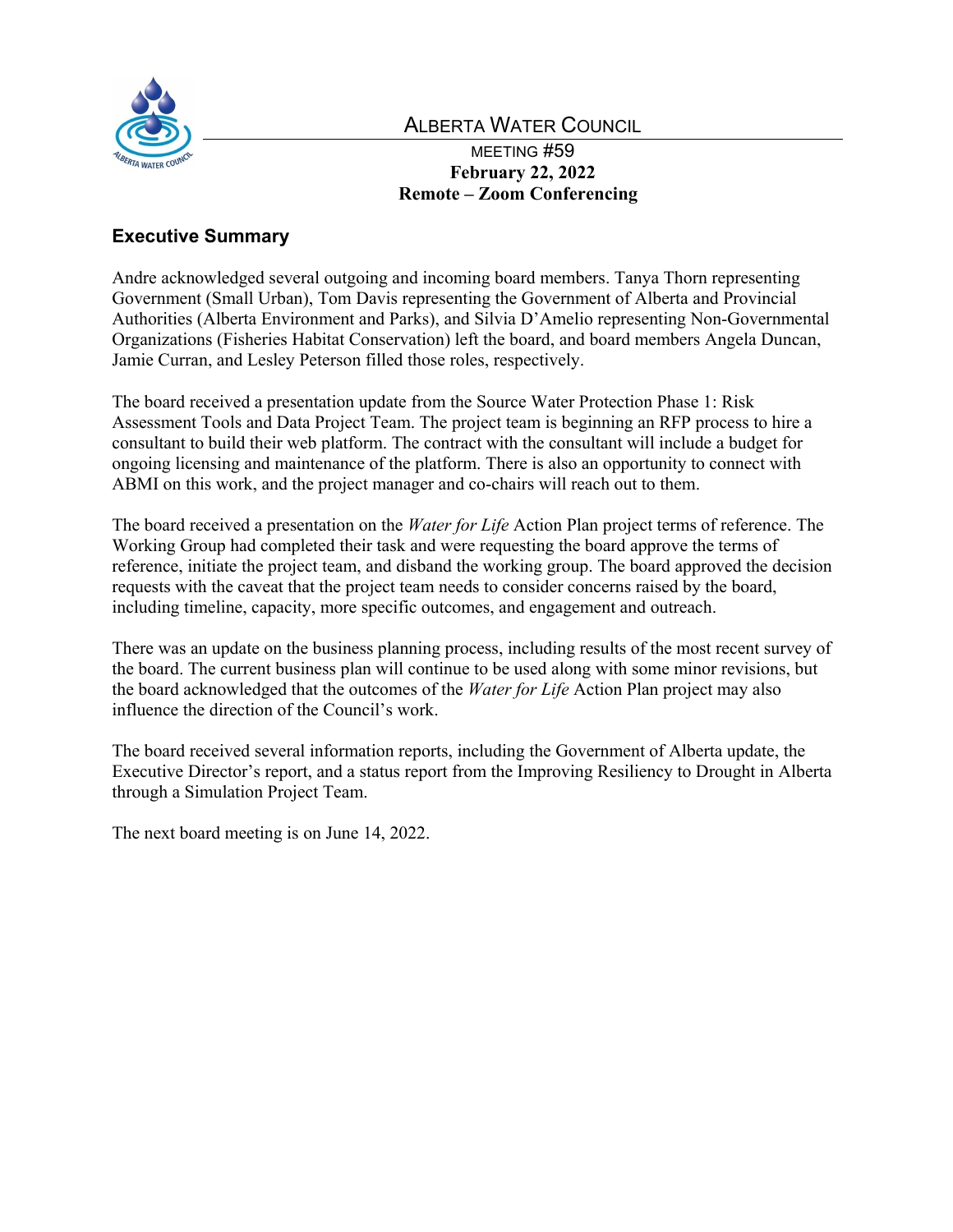# ALBERTA WATER COUNCIL

MEETING #59
**February 22, 2022**
**Remote – Zoom Conferencing**

## Executive Summary

Andre acknowledged several outgoing and incoming board members. Tanya Thorn representing Government (Small Urban), Tom Davis representing the Government of Alberta and Provincial Authorities (Alberta Environment and Parks), and Silvia D'Amelio representing Non-Governmental Organizations (Fisheries Habitat Conservation) left the board, and board members Angela Duncan, Jamie Curran, and Lesley Peterson filled those roles, respectively.

The board received a presentation update from the Source Water Protection Phase 1: Risk Assessment Tools and Data Project Team. The project team is beginning an RFP process to hire a consultant to build their web platform. The contract with the consultant will include a budget for ongoing licensing and maintenance of the platform. There is also an opportunity to connect with ABMI on this work, and the project manager and co-chairs will reach out to them.

The board received a presentation on the *Water for Life* Action Plan project terms of reference. The Working Group had completed their task and were requesting the board approve the terms of reference, initiate the project team, and disband the working group. The board approved the decision requests with the caveat that the project team needs to consider concerns raised by the board, including timeline, capacity, more specific outcomes, and engagement and outreach.

There was an update on the business planning process, including results of the most recent survey of the board. The current business plan will continue to be used along with some minor revisions, but the board acknowledged that the outcomes of the *Water for Life* Action Plan project may also influence the direction of the Council's work.

The board received several information reports, including the Government of Alberta update, the Executive Director's report, and a status report from the Improving Resiliency to Drought in Alberta through a Simulation Project Team.

The next board meeting is on June 14, 2022.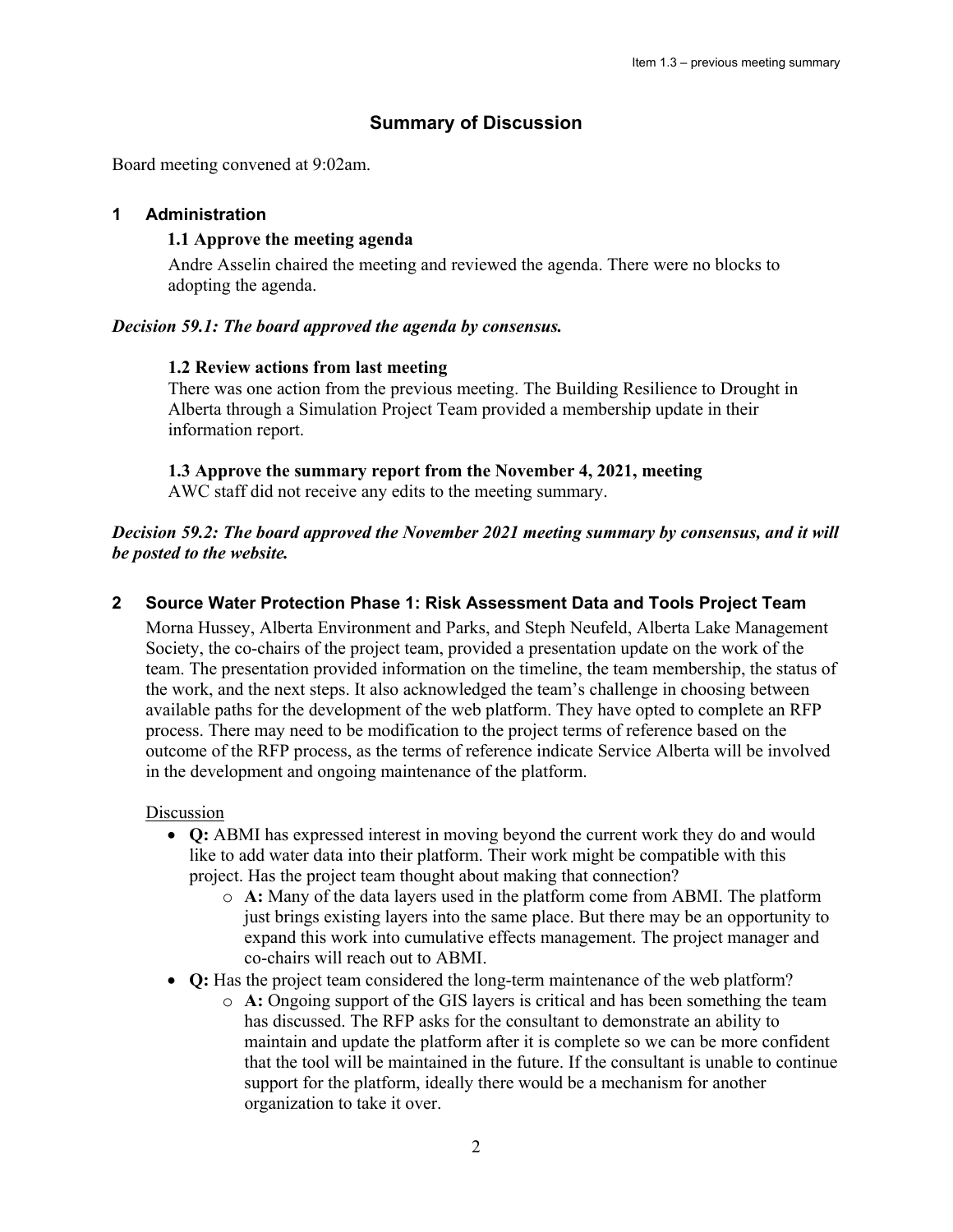# Summary of Discussion

Board meeting convened at 9:02am.

## 1 Administration

### 1.1 Approve the meeting agenda

Andre Asselin chaired the meeting and reviewed the agenda. There were no blocks to adopting the agenda.

***Decision 59.1: The board approved the agenda by consensus.***

### 1.2 Review actions from last meeting

There was one action from the previous meeting. The Building Resilience to Drought in Alberta through a Simulation Project Team provided a membership update in their information report.

### 1.3 Approve the summary report from the November 4, 2021, meeting

AWC staff did not receive any edits to the meeting summary.

***Decision 59.2: The board approved the November 2021 meeting summary by consensus, and it will be posted to the website.***

## 2 Source Water Protection Phase 1: Risk Assessment Data and Tools Project Team

Morna Hussey, Alberta Environment and Parks, and Steph Neufeld, Alberta Lake Management Society, the co-chairs of the project team, provided a presentation update on the work of the team. The presentation provided information on the timeline, the team membership, the status of the work, and the next steps. It also acknowledged the team's challenge in choosing between available paths for the development of the web platform. They have opted to complete an RFP process. There may need to be modification to the project terms of reference based on the outcome of the RFP process, as the terms of reference indicate Service Alberta will be involved in the development and ongoing maintenance of the platform.

Discussion

- **Q:** ABMI has expressed interest in moving beyond the current work they do and would like to add water data into their platform. Their work might be compatible with this project. Has the project team thought about making that connection?
  - **A:** Many of the data layers used in the platform come from ABMI. The platform just brings existing layers into the same place. But there may be an opportunity to expand this work into cumulative effects management. The project manager and co-chairs will reach out to ABMI.
- **Q:** Has the project team considered the long-term maintenance of the web platform?
  - **A:** Ongoing support of the GIS layers is critical and has been something the team has discussed. The RFP asks for the consultant to demonstrate an ability to maintain and update the platform after it is complete so we can be more confident that the tool will be maintained in the future. If the consultant is unable to continue support for the platform, ideally there would be a mechanism for another organization to take it over.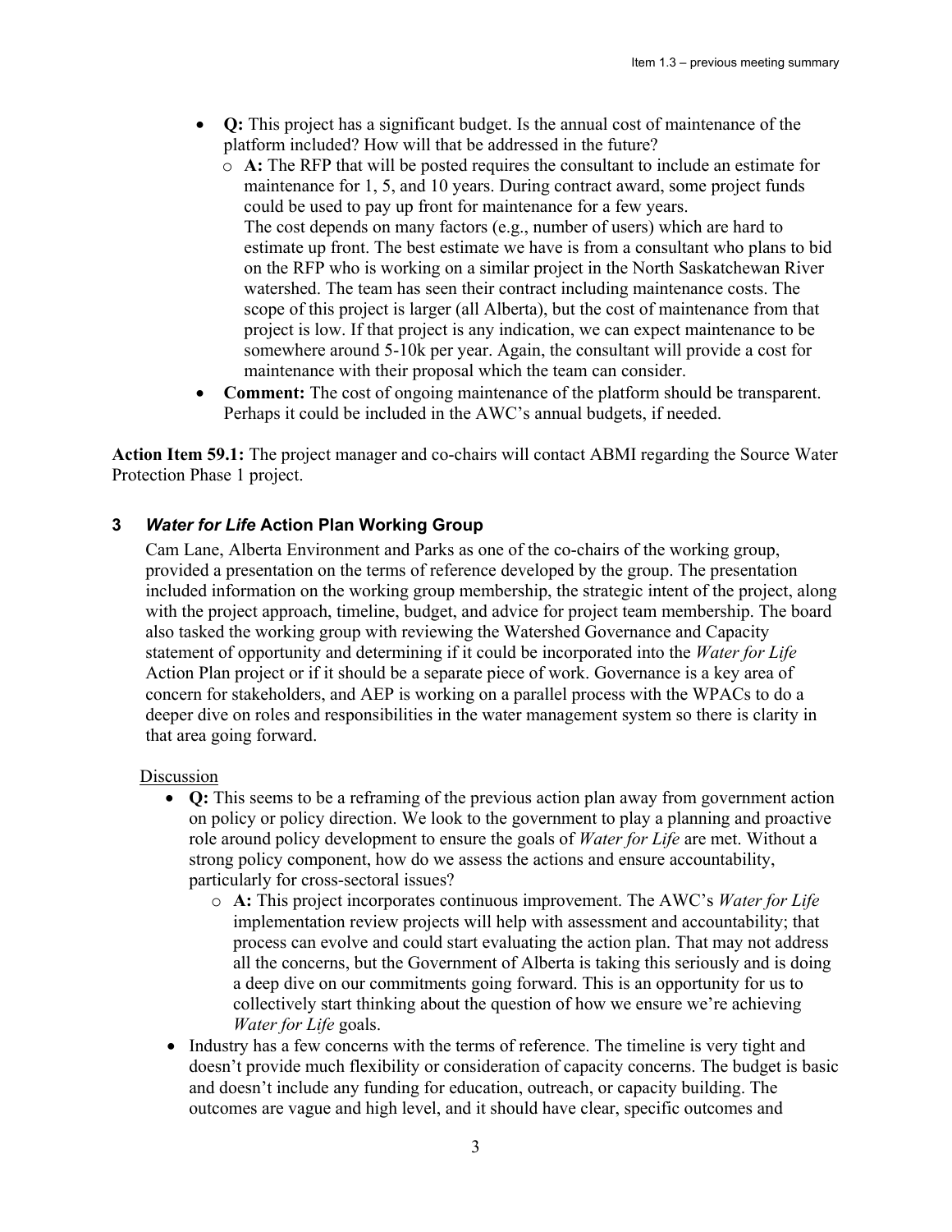- **Q:** This project has a significant budget. Is the annual cost of maintenance of the platform included? How will that be addressed in the future?
  - **A:** The RFP that will be posted requires the consultant to include an estimate for maintenance for 1, 5, and 10 years. During contract award, some project funds could be used to pay up front for maintenance for a few years.
    The cost depends on many factors (e.g., number of users) which are hard to estimate up front. The best estimate we have is from a consultant who plans to bid on the RFP who is working on a similar project in the North Saskatchewan River watershed. The team has seen their contract including maintenance costs. The scope of this project is larger (all Alberta), but the cost of maintenance from that project is low. If that project is any indication, we can expect maintenance to be somewhere around 5-10k per year. Again, the consultant will provide a cost for maintenance with their proposal which the team can consider.
- **Comment:** The cost of ongoing maintenance of the platform should be transparent. Perhaps it could be included in the AWC's annual budgets, if needed.

**Action Item 59.1:** The project manager and co-chairs will contact ABMI regarding the Source Water Protection Phase 1 project.

## 3 *Water for Life* Action Plan Working Group

Cam Lane, Alberta Environment and Parks as one of the co-chairs of the working group, provided a presentation on the terms of reference developed by the group. The presentation included information on the working group membership, the strategic intent of the project, along with the project approach, timeline, budget, and advice for project team membership. The board also tasked the working group with reviewing the Watershed Governance and Capacity statement of opportunity and determining if it could be incorporated into the *Water for Life* Action Plan project or if it should be a separate piece of work. Governance is a key area of concern for stakeholders, and AEP is working on a parallel process with the WPACs to do a deeper dive on roles and responsibilities in the water management system so there is clarity in that area going forward.

Discussion

- **Q:** This seems to be a reframing of the previous action plan away from government action on policy or policy direction. We look to the government to play a planning and proactive role around policy development to ensure the goals of *Water for Life* are met. Without a strong policy component, how do we assess the actions and ensure accountability, particularly for cross-sectoral issues?
  - **A:** This project incorporates continuous improvement. The AWC's *Water for Life* implementation review projects will help with assessment and accountability; that process can evolve and could start evaluating the action plan. That may not address all the concerns, but the Government of Alberta is taking this seriously and is doing a deep dive on our commitments going forward. This is an opportunity for us to collectively start thinking about the question of how we ensure we're achieving *Water for Life* goals.
- Industry has a few concerns with the terms of reference. The timeline is very tight and doesn't provide much flexibility or consideration of capacity concerns. The budget is basic and doesn't include any funding for education, outreach, or capacity building. The outcomes are vague and high level, and it should have clear, specific outcomes and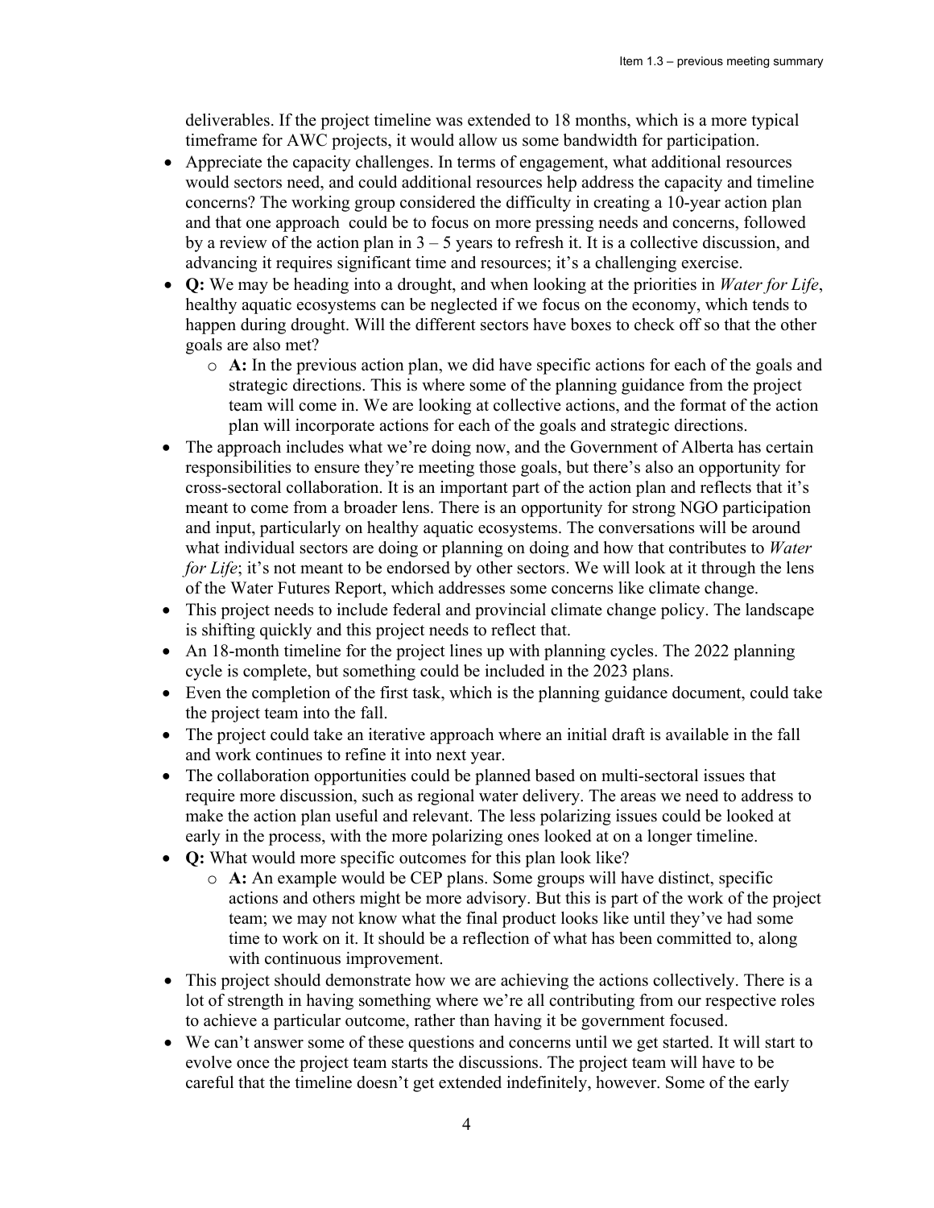deliverables. If the project timeline was extended to 18 months, which is a more typical timeframe for AWC projects, it would allow us some bandwidth for participation.

- Appreciate the capacity challenges. In terms of engagement, what additional resources would sectors need, and could additional resources help address the capacity and timeline concerns? The working group considered the difficulty in creating a 10-year action plan and that one approach could be to focus on more pressing needs and concerns, followed by a review of the action plan in 3 – 5 years to refresh it. It is a collective discussion, and advancing it requires significant time and resources; it's a challenging exercise.
- **Q:** We may be heading into a drought, and when looking at the priorities in *Water for Life*, healthy aquatic ecosystems can be neglected if we focus on the economy, which tends to happen during drought. Will the different sectors have boxes to check off so that the other goals are also met?
    - **A:** In the previous action plan, we did have specific actions for each of the goals and strategic directions. This is where some of the planning guidance from the project team will come in. We are looking at collective actions, and the format of the action plan will incorporate actions for each of the goals and strategic directions.
- The approach includes what we're doing now, and the Government of Alberta has certain responsibilities to ensure they're meeting those goals, but there's also an opportunity for cross-sectoral collaboration. It is an important part of the action plan and reflects that it's meant to come from a broader lens. There is an opportunity for strong NGO participation and input, particularly on healthy aquatic ecosystems. The conversations will be around what individual sectors are doing or planning on doing and how that contributes to *Water for Life*; it's not meant to be endorsed by other sectors. We will look at it through the lens of the Water Futures Report, which addresses some concerns like climate change.
- This project needs to include federal and provincial climate change policy. The landscape is shifting quickly and this project needs to reflect that.
- An 18-month timeline for the project lines up with planning cycles. The 2022 planning cycle is complete, but something could be included in the 2023 plans.
- Even the completion of the first task, which is the planning guidance document, could take the project team into the fall.
- The project could take an iterative approach where an initial draft is available in the fall and work continues to refine it into next year.
- The collaboration opportunities could be planned based on multi-sectoral issues that require more discussion, such as regional water delivery. The areas we need to address to make the action plan useful and relevant. The less polarizing issues could be looked at early in the process, with the more polarizing ones looked at on a longer timeline.
- **Q:** What would more specific outcomes for this plan look like?
    - **A:** An example would be CEP plans. Some groups will have distinct, specific actions and others might be more advisory. But this is part of the work of the project team; we may not know what the final product looks like until they've had some time to work on it. It should be a reflection of what has been committed to, along with continuous improvement.
- This project should demonstrate how we are achieving the actions collectively. There is a lot of strength in having something where we're all contributing from our respective roles to achieve a particular outcome, rather than having it be government focused.
- We can't answer some of these questions and concerns until we get started. It will start to evolve once the project team starts the discussions. The project team will have to be careful that the timeline doesn't get extended indefinitely, however. Some of the early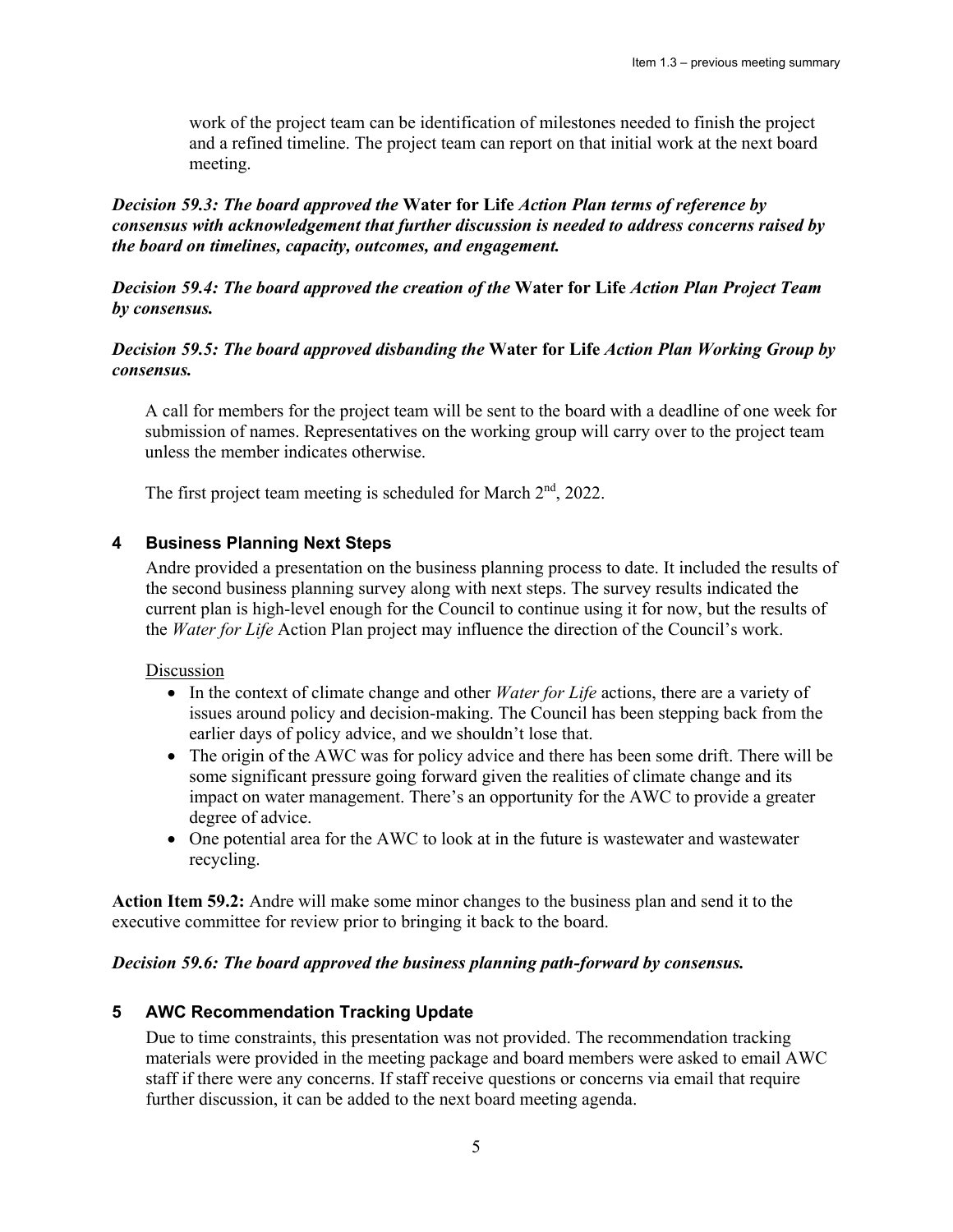work of the project team can be identification of milestones needed to finish the project and a refined timeline. The project team can report on that initial work at the next board meeting.

***Decision 59.3: The board approved the* Water for Life *Action Plan terms of reference by consensus with acknowledgement that further discussion is needed to address concerns raised by the board on timelines, capacity, outcomes, and engagement.***

***Decision 59.4: The board approved the creation of the* Water for Life *Action Plan Project Team by consensus.***

***Decision 59.5: The board approved disbanding the* Water for Life *Action Plan Working Group by consensus.***

A call for members for the project team will be sent to the board with a deadline of one week for submission of names. Representatives on the working group will carry over to the project team unless the member indicates otherwise.

The first project team meeting is scheduled for March 2nd, 2022.

## 4 Business Planning Next Steps

Andre provided a presentation on the business planning process to date. It included the results of the second business planning survey along with next steps. The survey results indicated the current plan is high-level enough for the Council to continue using it for now, but the results of the *Water for Life* Action Plan project may influence the direction of the Council's work.

Discussion

- In the context of climate change and other *Water for Life* actions, there are a variety of issues around policy and decision-making. The Council has been stepping back from the earlier days of policy advice, and we shouldn't lose that.
- The origin of the AWC was for policy advice and there has been some drift. There will be some significant pressure going forward given the realities of climate change and its impact on water management. There's an opportunity for the AWC to provide a greater degree of advice.
- One potential area for the AWC to look at in the future is wastewater and wastewater recycling.

**Action Item 59.2:** Andre will make some minor changes to the business plan and send it to the executive committee for review prior to bringing it back to the board.

***Decision 59.6: The board approved the business planning path-forward by consensus.***

## 5 AWC Recommendation Tracking Update

Due to time constraints, this presentation was not provided. The recommendation tracking materials were provided in the meeting package and board members were asked to email AWC staff if there were any concerns. If staff receive questions or concerns via email that require further discussion, it can be added to the next board meeting agenda.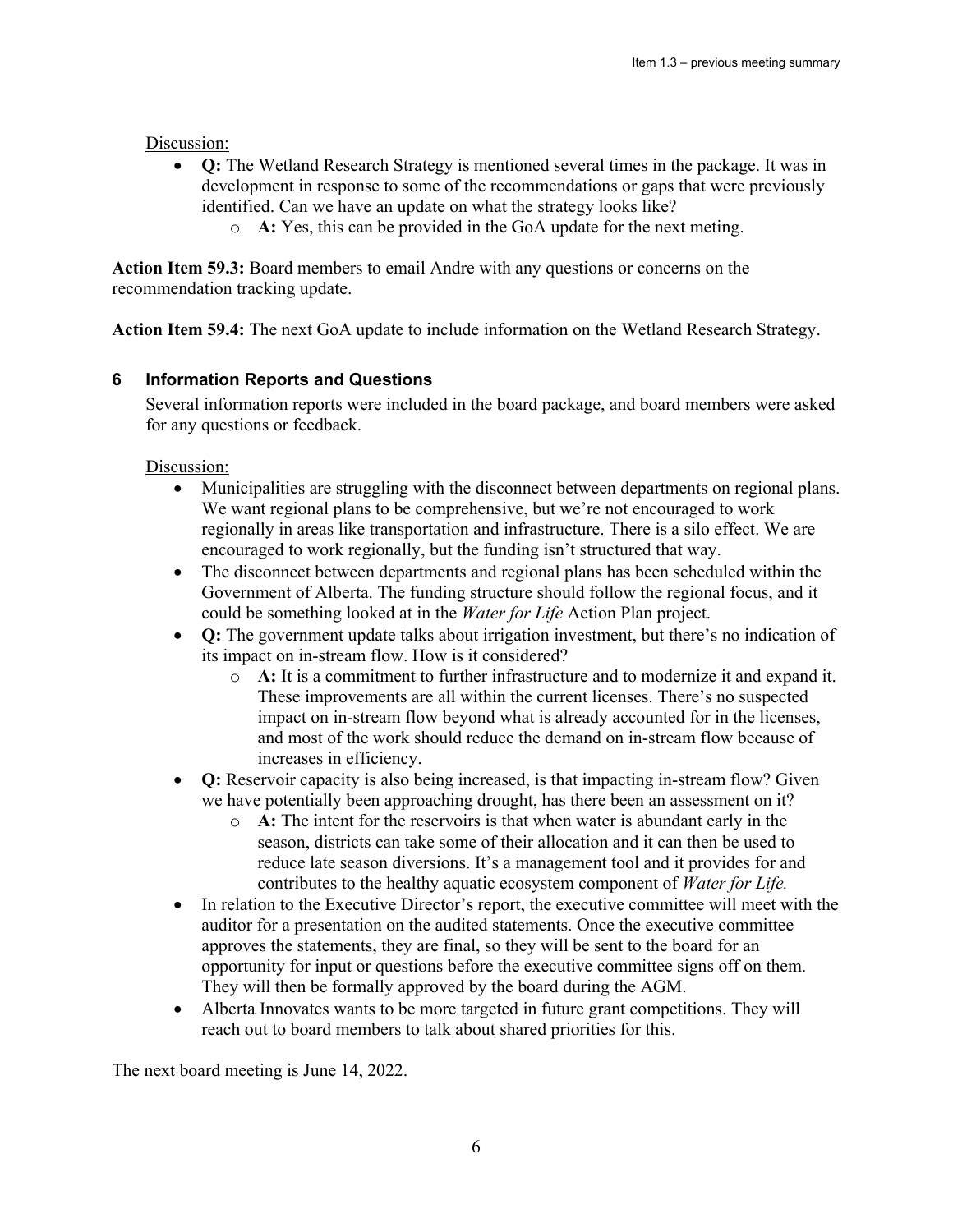Discussion:

- **Q:** The Wetland Research Strategy is mentioned several times in the package. It was in development in response to some of the recommendations or gaps that were previously identified. Can we have an update on what the strategy looks like?
  - **A:** Yes, this can be provided in the GoA update for the next meting.

**Action Item 59.3:** Board members to email Andre with any questions or concerns on the recommendation tracking update.

**Action Item 59.4:** The next GoA update to include information on the Wetland Research Strategy.

## 6 Information Reports and Questions

Several information reports were included in the board package, and board members were asked for any questions or feedback.

Discussion:

- Municipalities are struggling with the disconnect between departments on regional plans. We want regional plans to be comprehensive, but we're not encouraged to work regionally in areas like transportation and infrastructure. There is a silo effect. We are encouraged to work regionally, but the funding isn't structured that way.
- The disconnect between departments and regional plans has been scheduled within the Government of Alberta. The funding structure should follow the regional focus, and it could be something looked at in the *Water for Life* Action Plan project.
- **Q:** The government update talks about irrigation investment, but there's no indication of its impact on in-stream flow. How is it considered?
  - **A:** It is a commitment to further infrastructure and to modernize it and expand it. These improvements are all within the current licenses. There's no suspected impact on in-stream flow beyond what is already accounted for in the licenses, and most of the work should reduce the demand on in-stream flow because of increases in efficiency.
- **Q:** Reservoir capacity is also being increased, is that impacting in-stream flow? Given we have potentially been approaching drought, has there been an assessment on it?
  - **A:** The intent for the reservoirs is that when water is abundant early in the season, districts can take some of their allocation and it can then be used to reduce late season diversions. It's a management tool and it provides for and contributes to the healthy aquatic ecosystem component of *Water for Life.*
- In relation to the Executive Director's report, the executive committee will meet with the auditor for a presentation on the audited statements. Once the executive committee approves the statements, they are final, so they will be sent to the board for an opportunity for input or questions before the executive committee signs off on them. They will then be formally approved by the board during the AGM.
- Alberta Innovates wants to be more targeted in future grant competitions. They will reach out to board members to talk about shared priorities for this.

The next board meeting is June 14, 2022.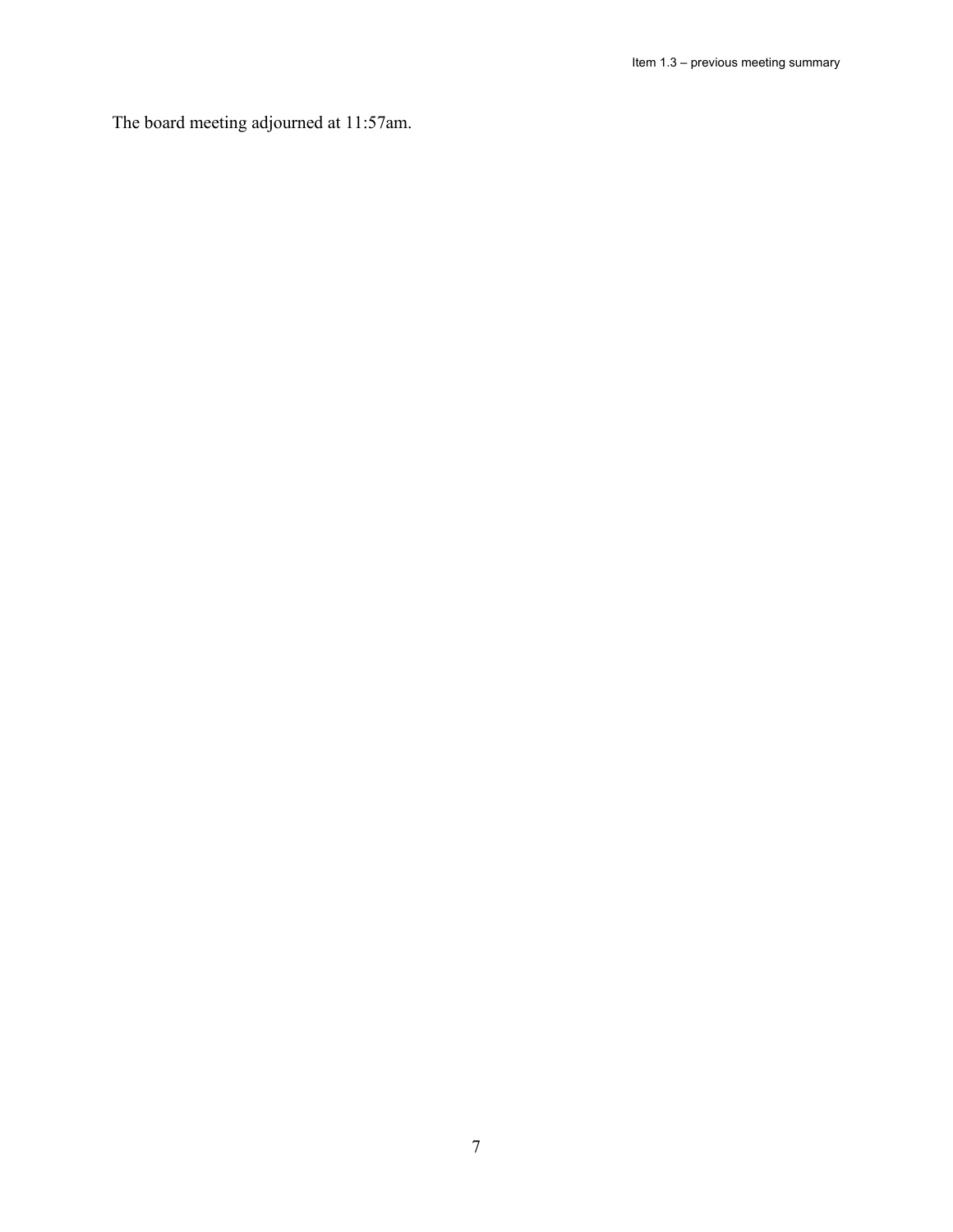The board meeting adjourned at 11:57am.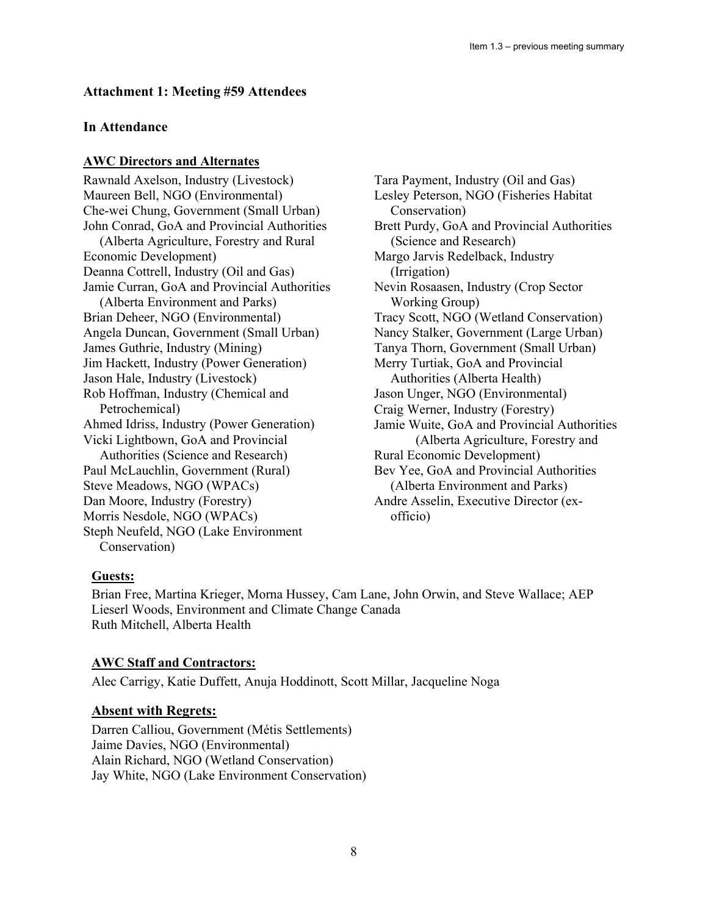## Attachment 1: Meeting #59 Attendees

### In Attendance

**AWC Directors and Alternates**

Rawnald Axelson, Industry (Livestock)
Maureen Bell, NGO (Environmental)
Che-wei Chung, Government (Small Urban)
John Conrad, GoA and Provincial Authorities (Alberta Agriculture, Forestry and Rural Economic Development)
Deanna Cottrell, Industry (Oil and Gas)
Jamie Curran, GoA and Provincial Authorities (Alberta Environment and Parks)
Brian Deheer, NGO (Environmental)
Angela Duncan, Government (Small Urban)
James Guthrie, Industry (Mining)
Jim Hackett, Industry (Power Generation)
Jason Hale, Industry (Livestock)
Rob Hoffman, Industry (Chemical and Petrochemical)
Ahmed Idriss, Industry (Power Generation)
Vicki Lightbown, GoA and Provincial Authorities (Science and Research)
Paul McLauchlin, Government (Rural)
Steve Meadows, NGO (WPACs)
Dan Moore, Industry (Forestry)
Morris Nesdole, NGO (WPACs)
Steph Neufeld, NGO (Lake Environment Conservation)
Tara Payment, Industry (Oil and Gas)
Lesley Peterson, NGO (Fisheries Habitat Conservation)
Brett Purdy, GoA and Provincial Authorities (Science and Research)
Margo Jarvis Redelback, Industry (Irrigation)
Nevin Rosaasen, Industry (Crop Sector Working Group)
Tracy Scott, NGO (Wetland Conservation)
Nancy Stalker, Government (Large Urban)
Tanya Thorn, Government (Small Urban)
Merry Turtiak, GoA and Provincial Authorities (Alberta Health)
Jason Unger, NGO (Environmental)
Craig Werner, Industry (Forestry)
Jamie Wuite, GoA and Provincial Authorities (Alberta Agriculture, Forestry and Rural Economic Development)
Bev Yee, GoA and Provincial Authorities (Alberta Environment and Parks)
Andre Asselin, Executive Director (ex-officio)

**Guests:**

Brian Free, Martina Krieger, Morna Hussey, Cam Lane, John Orwin, and Steve Wallace; AEP
Lieserl Woods, Environment and Climate Change Canada
Ruth Mitchell, Alberta Health

**AWC Staff and Contractors:**

Alec Carrigy, Katie Duffett, Anuja Hoddinott, Scott Millar, Jacqueline Noga

**Absent with Regrets:**

Darren Calliou, Government (Métis Settlements)
Jaime Davies, NGO (Environmental)
Alain Richard, NGO (Wetland Conservation)
Jay White, NGO (Lake Environment Conservation)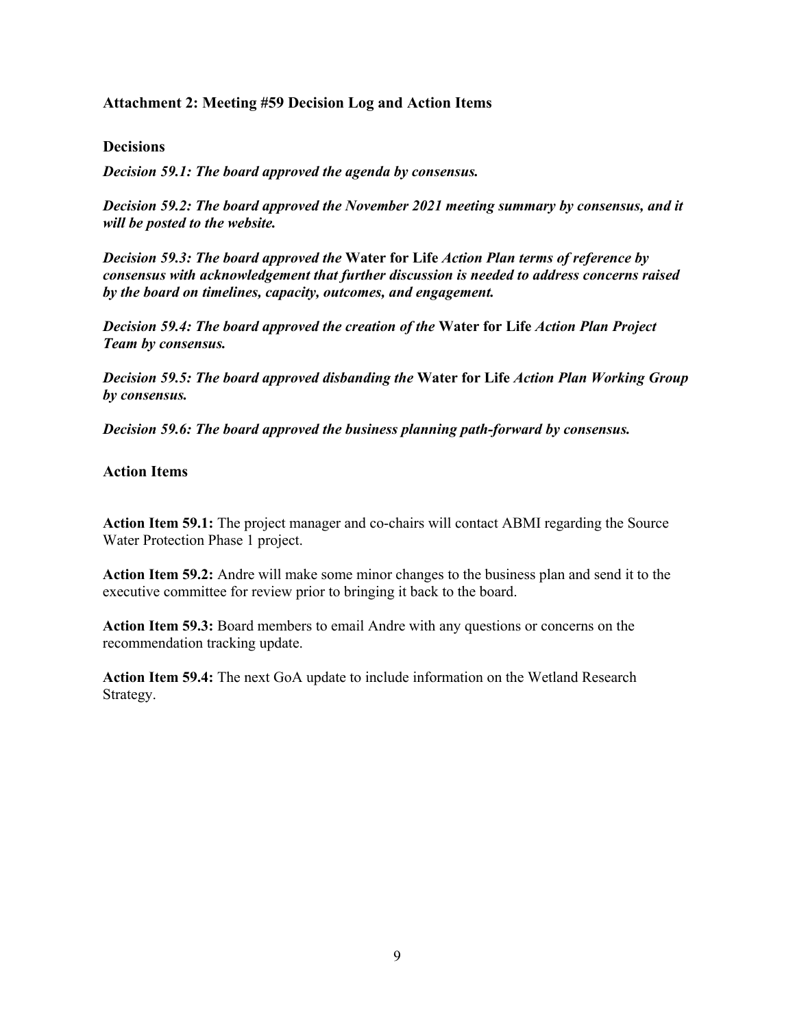## Attachment 2: Meeting #59 Decision Log and Action Items

### Decisions

***Decision 59.1: The board approved the agenda by consensus.***

***Decision 59.2: The board approved the November 2021 meeting summary by consensus, and it will be posted to the website.***

***Decision 59.3: The board approved the* Water for Life *Action Plan terms of reference by consensus with acknowledgement that further discussion is needed to address concerns raised by the board on timelines, capacity, outcomes, and engagement.***

***Decision 59.4: The board approved the creation of the* Water for Life *Action Plan Project Team by consensus.***

***Decision 59.5: The board approved disbanding the* Water for Life *Action Plan Working Group by consensus.***

***Decision 59.6: The board approved the business planning path-forward by consensus.***

### Action Items

**Action Item 59.1:** The project manager and co-chairs will contact ABMI regarding the Source Water Protection Phase 1 project.

**Action Item 59.2:** Andre will make some minor changes to the business plan and send it to the executive committee for review prior to bringing it back to the board.

**Action Item 59.3:** Board members to email Andre with any questions or concerns on the recommendation tracking update.

**Action Item 59.4:** The next GoA update to include information on the Wetland Research Strategy.